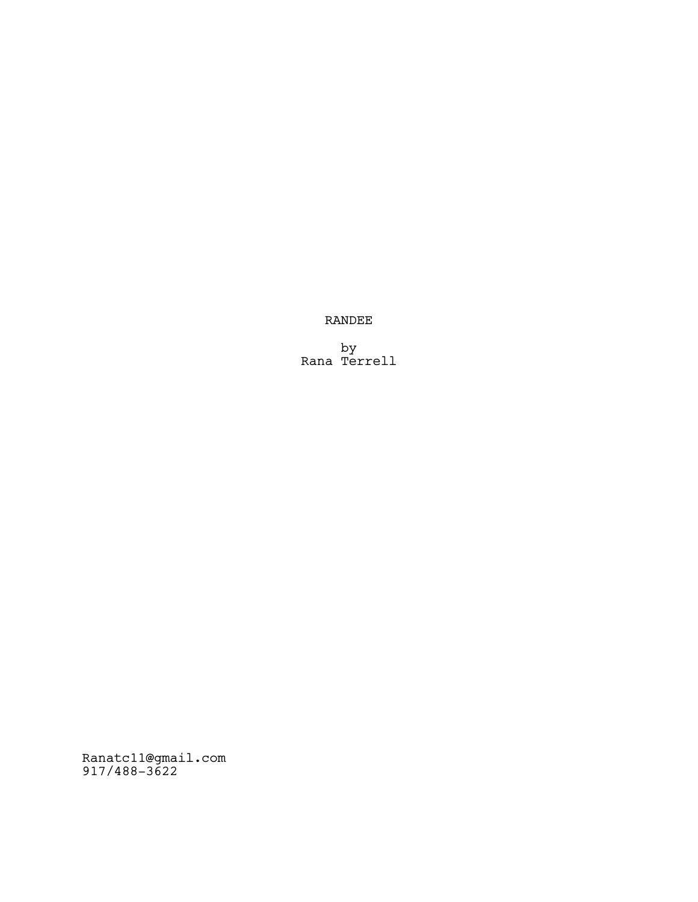# RANDEE

by
Rana Terrell

Ranatc11@gmail.com
917/488-3622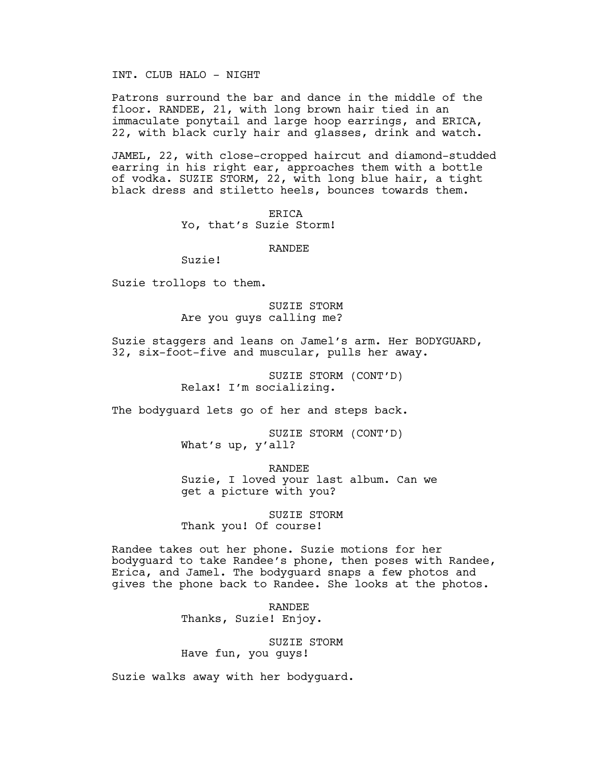INT. CLUB HALO - NIGHT

Patrons surround the bar and dance in the middle of the floor. RANDEE, 21, with long brown hair tied in an immaculate ponytail and large hoop earrings, and ERICA, 22, with black curly hair and glasses, drink and watch.

JAMEL, 22, with close-cropped haircut and diamond-studded earring in his right ear, approaches them with a bottle of vodka. SUZIE STORM, 22, with long blue hair, a tight black dress and stiletto heels, bounces towards them.

ERICA
Yo, that's Suzie Storm!

RANDEE
Suzie!

Suzie trollops to them.

SUZIE STORM
Are you guys calling me?

Suzie staggers and leans on Jamel's arm. Her BODYGUARD, 32, six-foot-five and muscular, pulls her away.

SUZIE STORM (CONT'D)
Relax! I'm socializing.

The bodyguard lets go of her and steps back.

SUZIE STORM (CONT'D)
What's up, y'all?

RANDEE
Suzie, I loved your last album. Can we get a picture with you?

SUZIE STORM
Thank you! Of course!

Randee takes out her phone. Suzie motions for her bodyguard to take Randee's phone, then poses with Randee, Erica, and Jamel. The bodyguard snaps a few photos and gives the phone back to Randee. She looks at the photos.

RANDEE
Thanks, Suzie! Enjoy.

SUZIE STORM
Have fun, you guys!

Suzie walks away with her bodyguard.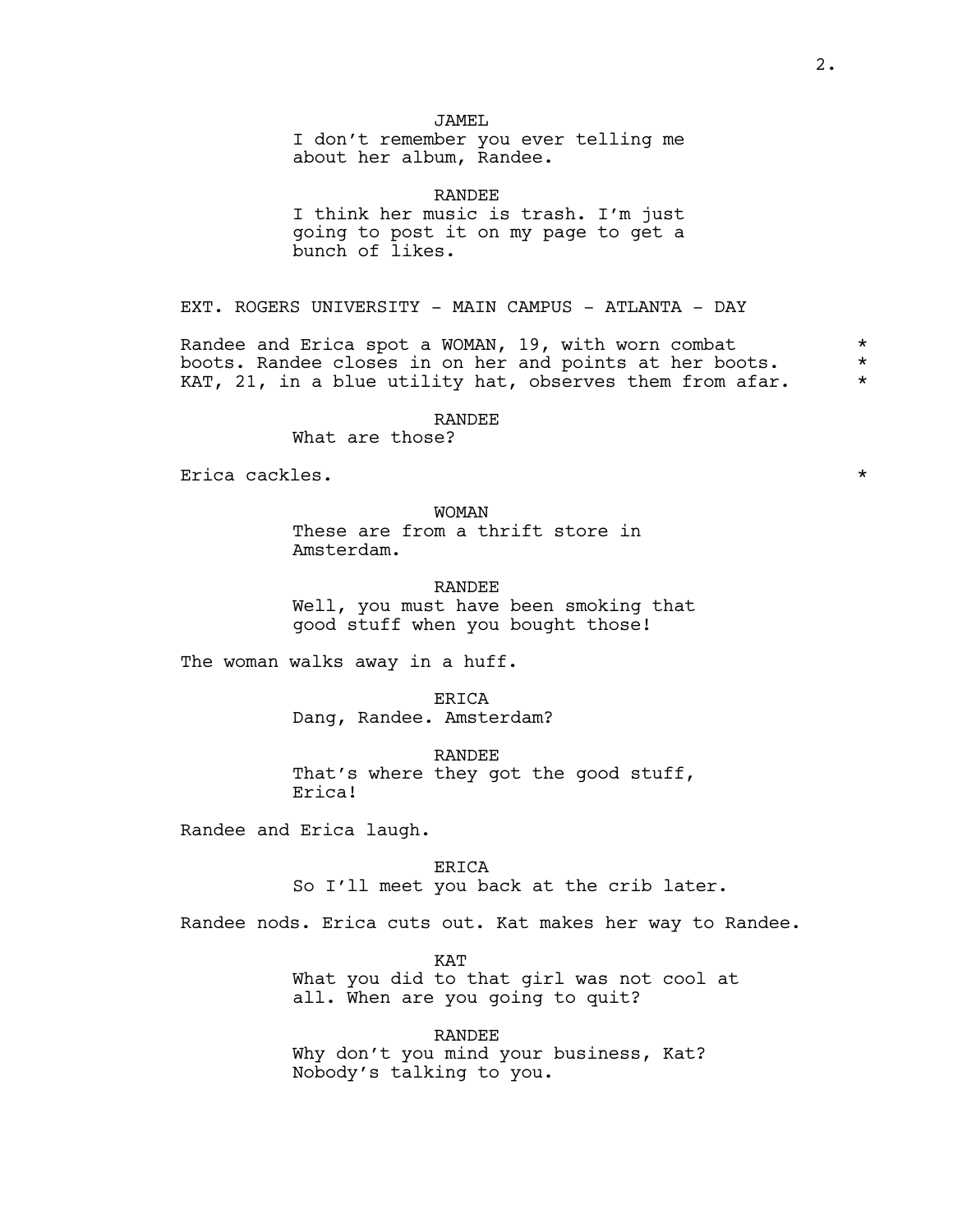JAMEL
I don't remember you ever telling me about her album, Randee.

RANDEE
I think her music is trash. I'm just going to post it on my page to get a bunch of likes.

EXT. ROGERS UNIVERSITY - MAIN CAMPUS - ATLANTA - DAY

Randee and Erica spot a WOMAN, 19, with worn combat boots. Randee closes in on her and points at her boots. KAT, 21, in a blue utility hat, observes them from afar. *

RANDEE
What are those?

Erica cackles. *

WOMAN
These are from a thrift store in Amsterdam.

RANDEE
Well, you must have been smoking that good stuff when you bought those!

The woman walks away in a huff.

ERICA
Dang, Randee. Amsterdam?

RANDEE
That's where they got the good stuff, Erica!

Randee and Erica laugh.

ERICA
So I'll meet you back at the crib later.

Randee nods. Erica cuts out. Kat makes her way to Randee.

KAT
What you did to that girl was not cool at all. When are you going to quit?

RANDEE
Why don't you mind your business, Kat? Nobody's talking to you.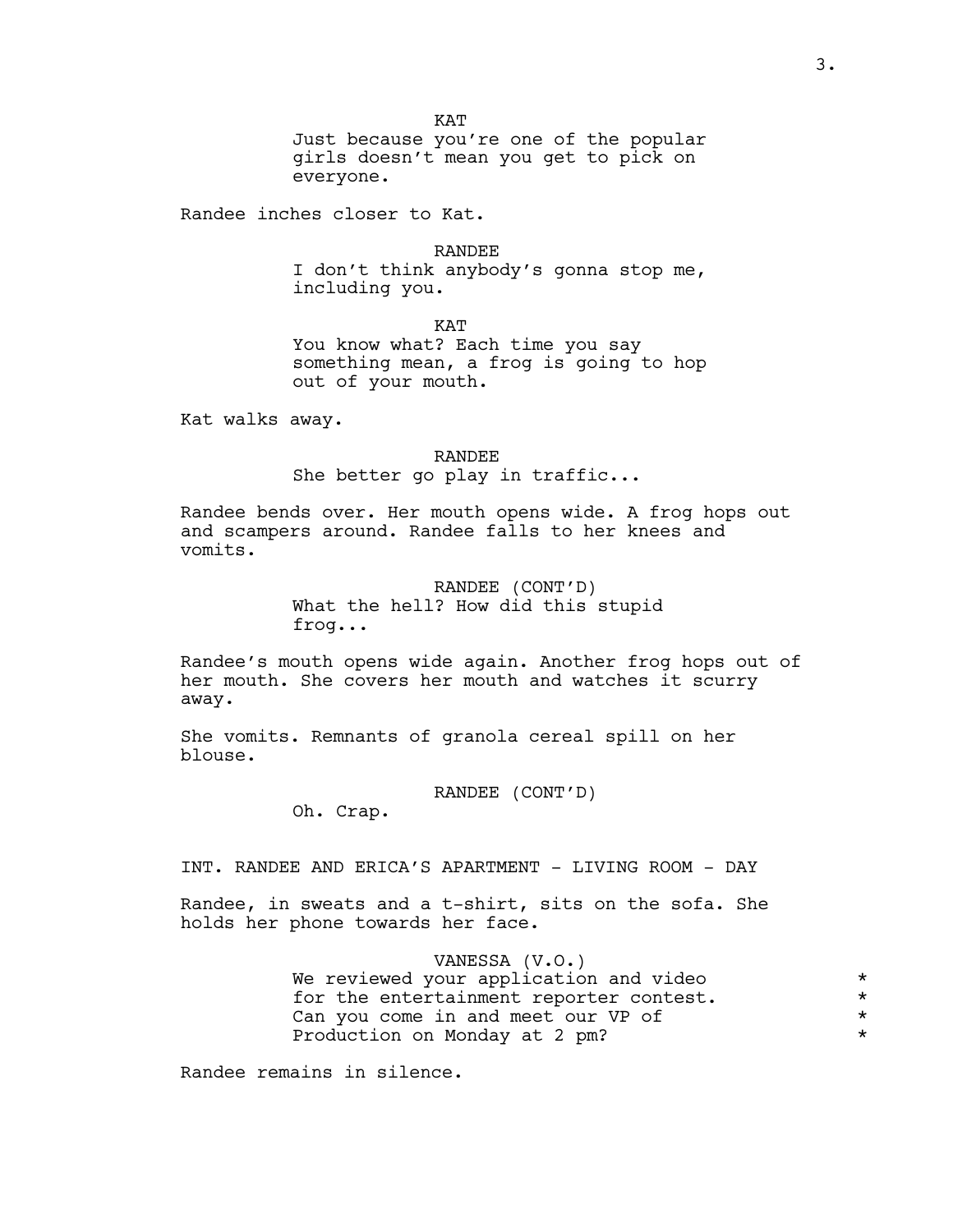KAT

Just because you're one of the popular girls doesn't mean you get to pick on everyone.

Randee inches closer to Kat.

RANDEE

I don't think anybody's gonna stop me, including you.

KAT

You know what? Each time you say something mean, a frog is going to hop out of your mouth.

Kat walks away.

RANDEE

She better go play in traffic...

Randee bends over. Her mouth opens wide. A frog hops out and scampers around. Randee falls to her knees and vomits.

RANDEE (CONT'D)

What the hell? How did this stupid frog...

Randee's mouth opens wide again. Another frog hops out of her mouth. She covers her mouth and watches it scurry away.

She vomits. Remnants of granola cereal spill on her blouse.

RANDEE (CONT'D)

Oh. Crap.

INT. RANDEE AND ERICA'S APARTMENT - LIVING ROOM - DAY

Randee, in sweats and a t-shirt, sits on the sofa. She holds her phone towards her face.

VANESSA (V.O.)

We reviewed your application and video for the entertainment reporter contest. Can you come in and meet our VP of Production on Monday at 2 pm? *

Randee remains in silence.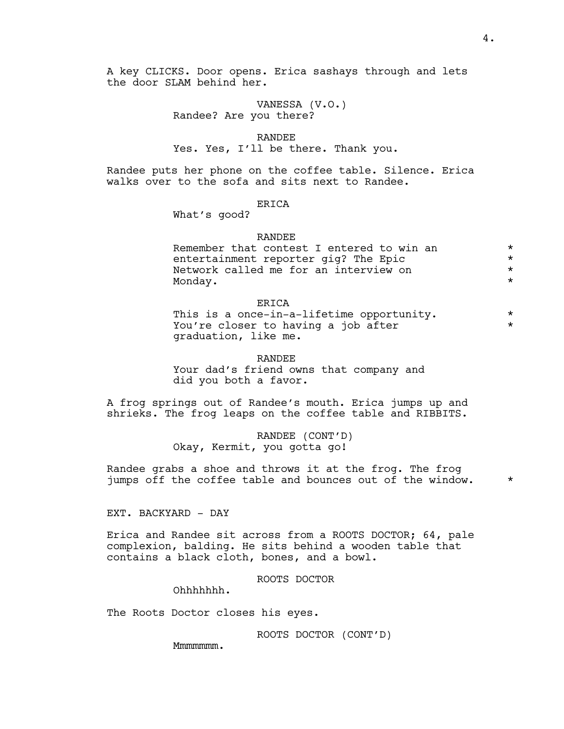A key CLICKS. Door opens. Erica sashays through and lets the door SLAM behind her.

VANESSA (V.O.)
Randee? Are you there?

RANDEE
Yes. Yes, I'll be there. Thank you.

Randee puts her phone on the coffee table. Silence. Erica walks over to the sofa and sits next to Randee.

ERICA
What's good?

RANDEE
Remember that contest I entered to win an entertainment reporter gig? The Epic Network called me for an interview on Monday. *

ERICA
This is a once-in-a-lifetime opportunity. You're closer to having a job after graduation, like me. *

RANDEE
Your dad's friend owns that company and did you both a favor.

A frog springs out of Randee's mouth. Erica jumps up and shrieks. The frog leaps on the coffee table and RIBBITS.

RANDEE (CONT'D)
Okay, Kermit, you gotta go!

Randee grabs a shoe and throws it at the frog. The frog jumps off the coffee table and bounces out of the window. *

EXT. BACKYARD - DAY

Erica and Randee sit across from a ROOTS DOCTOR; 64, pale complexion, balding. He sits behind a wooden table that contains a black cloth, bones, and a bowl.

ROOTS DOCTOR
Ohhhhhhh.

The Roots Doctor closes his eyes.

ROOTS DOCTOR (CONT'D)
Mmmmmmm.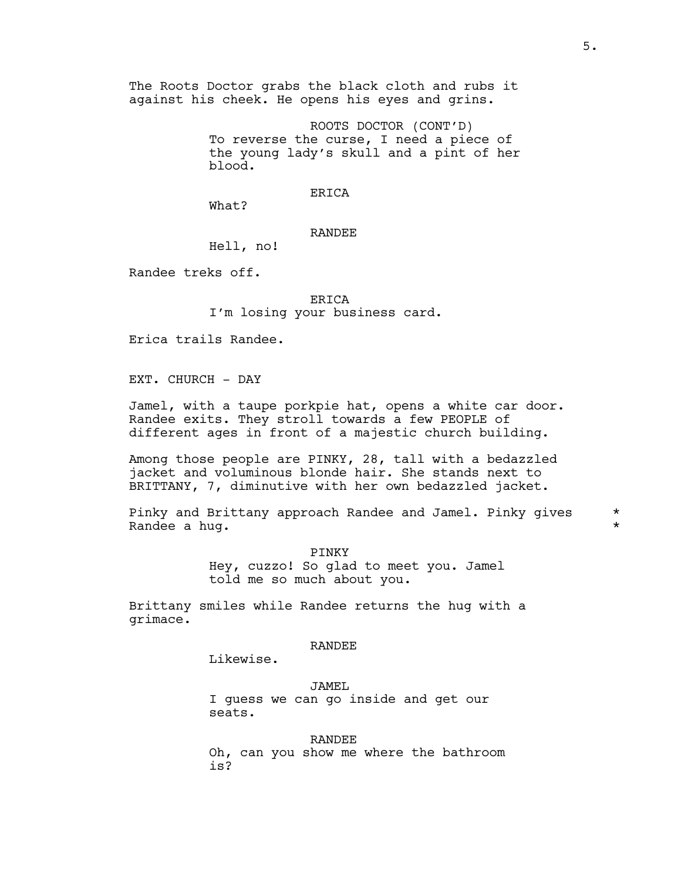The Roots Doctor grabs the black cloth and rubs it against his cheek. He opens his eyes and grins.

ROOTS DOCTOR (CONT'D)
To reverse the curse, I need a piece of the young lady's skull and a pint of her blood.

ERICA
What?

RANDEE
Hell, no!

Randee treks off.

ERICA
I'm losing your business card.

Erica trails Randee.

EXT. CHURCH - DAY

Jamel, with a taupe porkpie hat, opens a white car door. Randee exits. They stroll towards a few PEOPLE of different ages in front of a majestic church building.

Among those people are PINKY, 28, tall with a bedazzled jacket and voluminous blonde hair. She stands next to BRITTANY, 7, diminutive with her own bedazzled jacket.

Pinky and Brittany approach Randee and Jamel. Pinky gives Randee a hug. *

PINKY
Hey, cuzzo! So glad to meet you. Jamel told me so much about you.

Brittany smiles while Randee returns the hug with a grimace.

RANDEE
Likewise.

JAMEL
I guess we can go inside and get our seats.

RANDEE
Oh, can you show me where the bathroom is?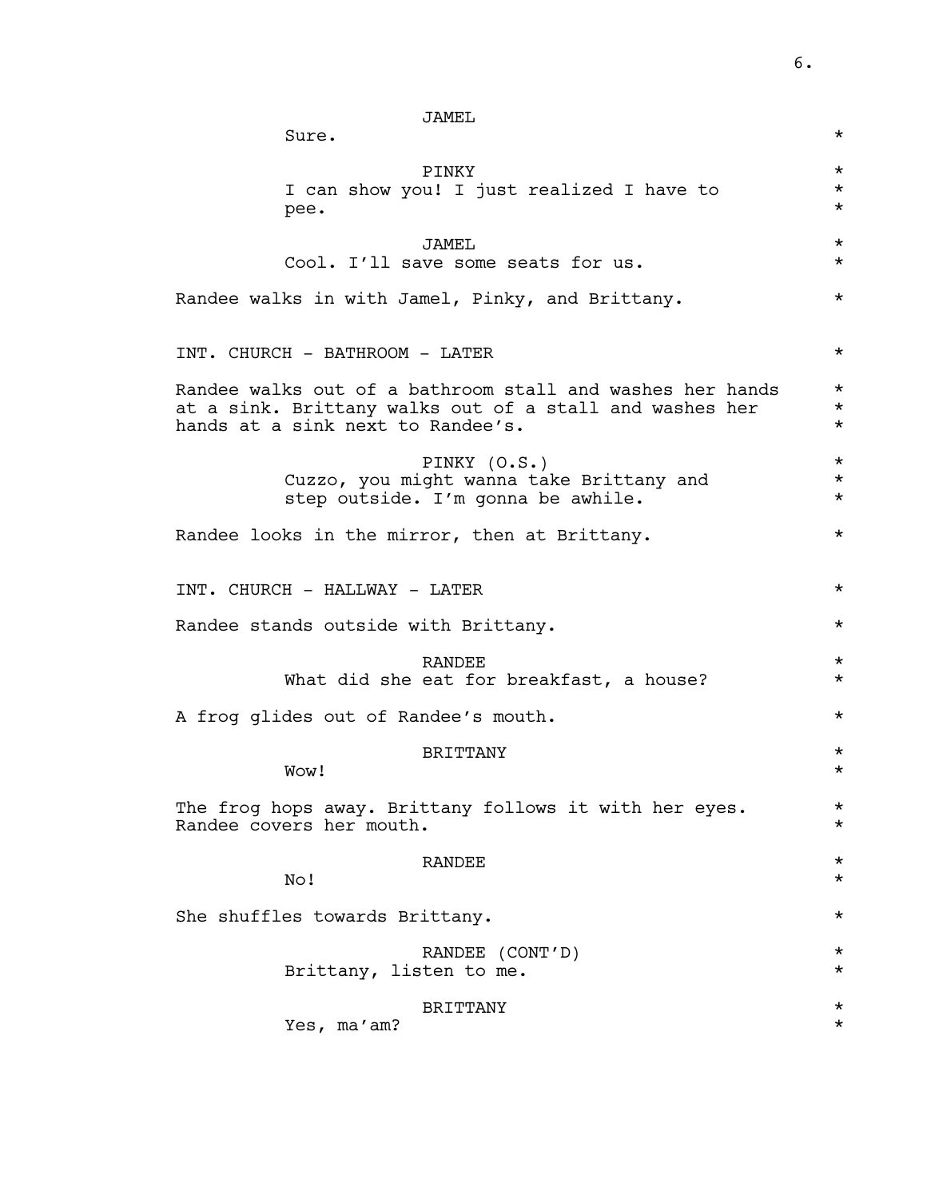JAMEL
Sure. *

PINKY *
I can show you! I just realized I have to *
pee. *

JAMEL *
Cool. I'll save some seats for us. *

Randee walks in with Jamel, Pinky, and Brittany. *

INT. CHURCH - BATHROOM - LATER *

Randee walks out of a bathroom stall and washes her hands *
at a sink. Brittany walks out of a stall and washes her *
hands at a sink next to Randee's. *

PINKY (O.S.) *
Cuzzo, you might wanna take Brittany and *
step outside. I'm gonna be awhile. *

Randee looks in the mirror, then at Brittany. *

INT. CHURCH - HALLWAY - LATER *

Randee stands outside with Brittany. *

RANDEE *
What did she eat for breakfast, a house? *

A frog glides out of Randee's mouth. *

BRITTANY *
Wow! *

The frog hops away. Brittany follows it with her eyes. *
Randee covers her mouth. *

RANDEE *
No! *

She shuffles towards Brittany. *

RANDEE (CONT'D) *
Brittany, listen to me. *

BRITTANY *
Yes, ma'am? *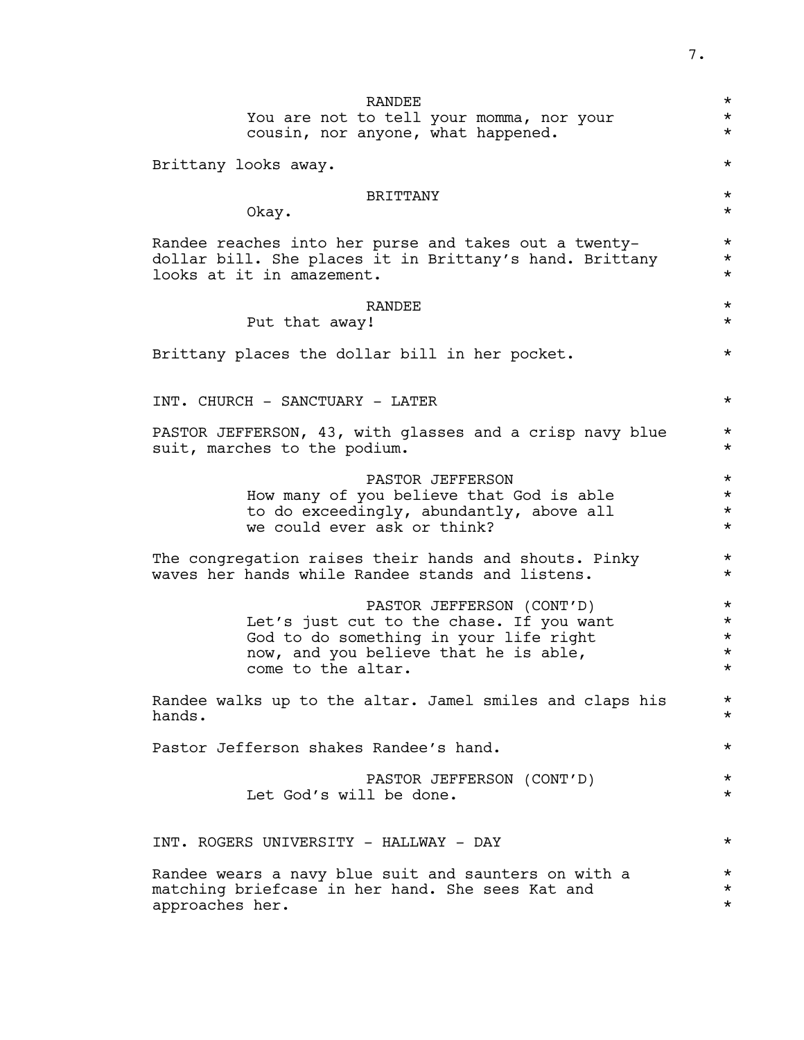RANDEE
You are not to tell your momma, nor your cousin, nor anyone, what happened.

Brittany looks away.

BRITTANY
Okay.

Randee reaches into her purse and takes out a twenty-dollar bill. She places it in Brittany's hand. Brittany looks at it in amazement.

RANDEE
Put that away!

Brittany places the dollar bill in her pocket.

INT. CHURCH - SANCTUARY - LATER

PASTOR JEFFERSON, 43, with glasses and a crisp navy blue suit, marches to the podium.

PASTOR JEFFERSON
How many of you believe that God is able to do exceedingly, abundantly, above all we could ever ask or think?

The congregation raises their hands and shouts. Pinky waves her hands while Randee stands and listens.

PASTOR JEFFERSON (CONT'D)
Let's just cut to the chase. If you want God to do something in your life right now, and you believe that he is able, come to the altar.

Randee walks up to the altar. Jamel smiles and claps his hands.

Pastor Jefferson shakes Randee's hand.

PASTOR JEFFERSON (CONT'D)
Let God's will be done.

INT. ROGERS UNIVERSITY - HALLWAY - DAY

Randee wears a navy blue suit and saunters on with a matching briefcase in her hand. She sees Kat and approaches her.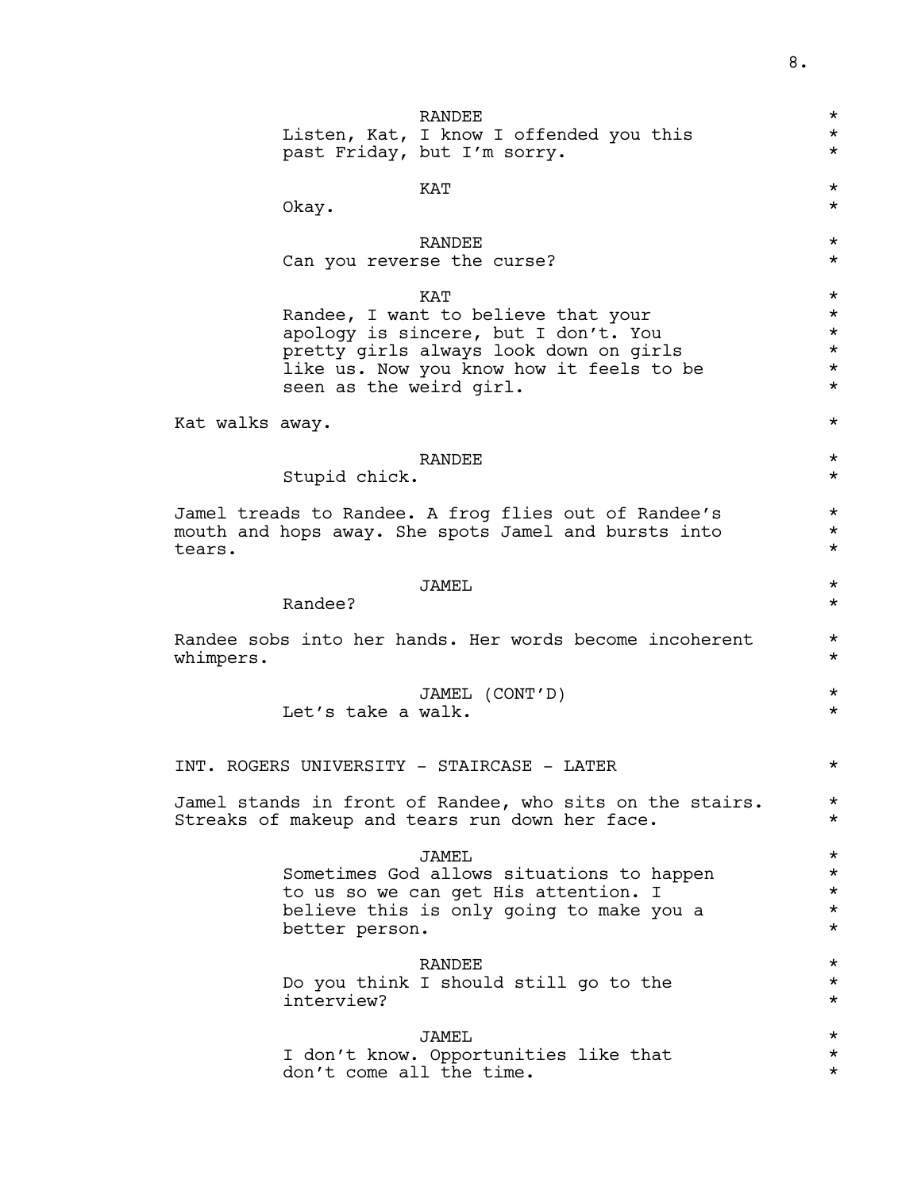RANDEE

Listen, Kat, I know I offended you this past Friday, but I'm sorry.

KAT

Okay.

RANDEE

Can you reverse the curse?

KAT

Randee, I want to believe that your apology is sincere, but I don't. You pretty girls always look down on girls like us. Now you know how it feels to be seen as the weird girl.

Kat walks away.

RANDEE

Stupid chick.

Jamel treads to Randee. A frog flies out of Randee's mouth and hops away. She spots Jamel and bursts into tears.

JAMEL

Randee?

Randee sobs into her hands. Her words become incoherent whimpers.

JAMEL (CONT'D)

Let's take a walk.

INT. ROGERS UNIVERSITY - STAIRCASE - LATER

Jamel stands in front of Randee, who sits on the stairs. Streaks of makeup and tears run down her face.

JAMEL

Sometimes God allows situations to happen to us so we can get His attention. I believe this is only going to make you a better person.

RANDEE

Do you think I should still go to the interview?

JAMEL

I don't know. Opportunities like that don't come all the time.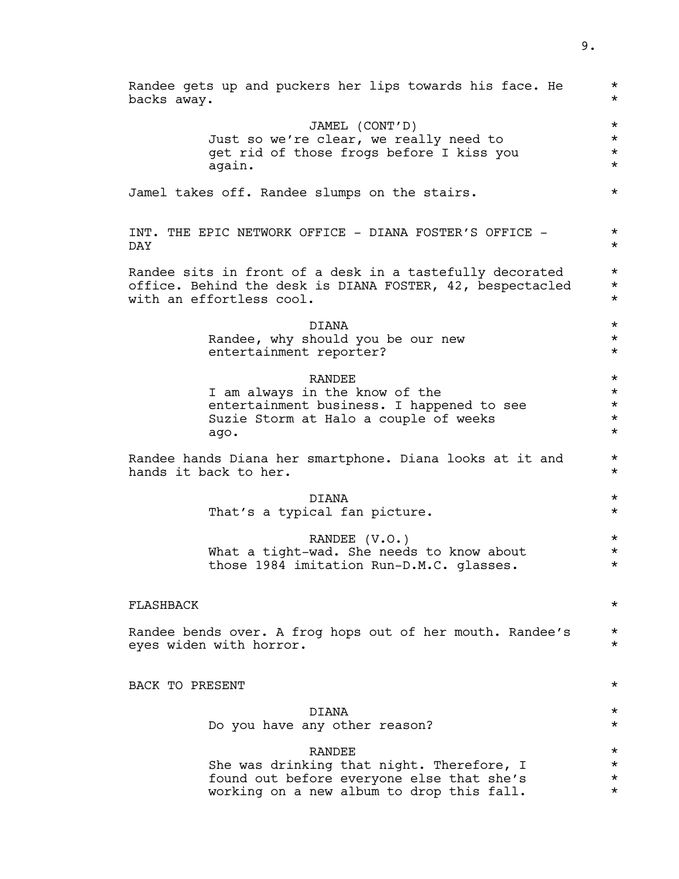Randee gets up and puckers her lips towards his face. He backs away.

JAMEL (CONT'D)
Just so we're clear, we really need to get rid of those frogs before I kiss you again.

Jamel takes off. Randee slumps on the stairs.

INT. THE EPIC NETWORK OFFICE - DIANA FOSTER'S OFFICE - DAY

Randee sits in front of a desk in a tastefully decorated office. Behind the desk is DIANA FOSTER, 42, bespectacled with an effortless cool.

DIANA
Randee, why should you be our new entertainment reporter?

RANDEE
I am always in the know of the entertainment business. I happened to see Suzie Storm at Halo a couple of weeks ago.

Randee hands Diana her smartphone. Diana looks at it and hands it back to her.

DIANA
That's a typical fan picture.

RANDEE (V.O.)
What a tight-wad. She needs to know about those 1984 imitation Run-D.M.C. glasses.

FLASHBACK

Randee bends over. A frog hops out of her mouth. Randee's eyes widen with horror.

BACK TO PRESENT

DIANA
Do you have any other reason?

RANDEE
She was drinking that night. Therefore, I found out before everyone else that she's working on a new album to drop this fall.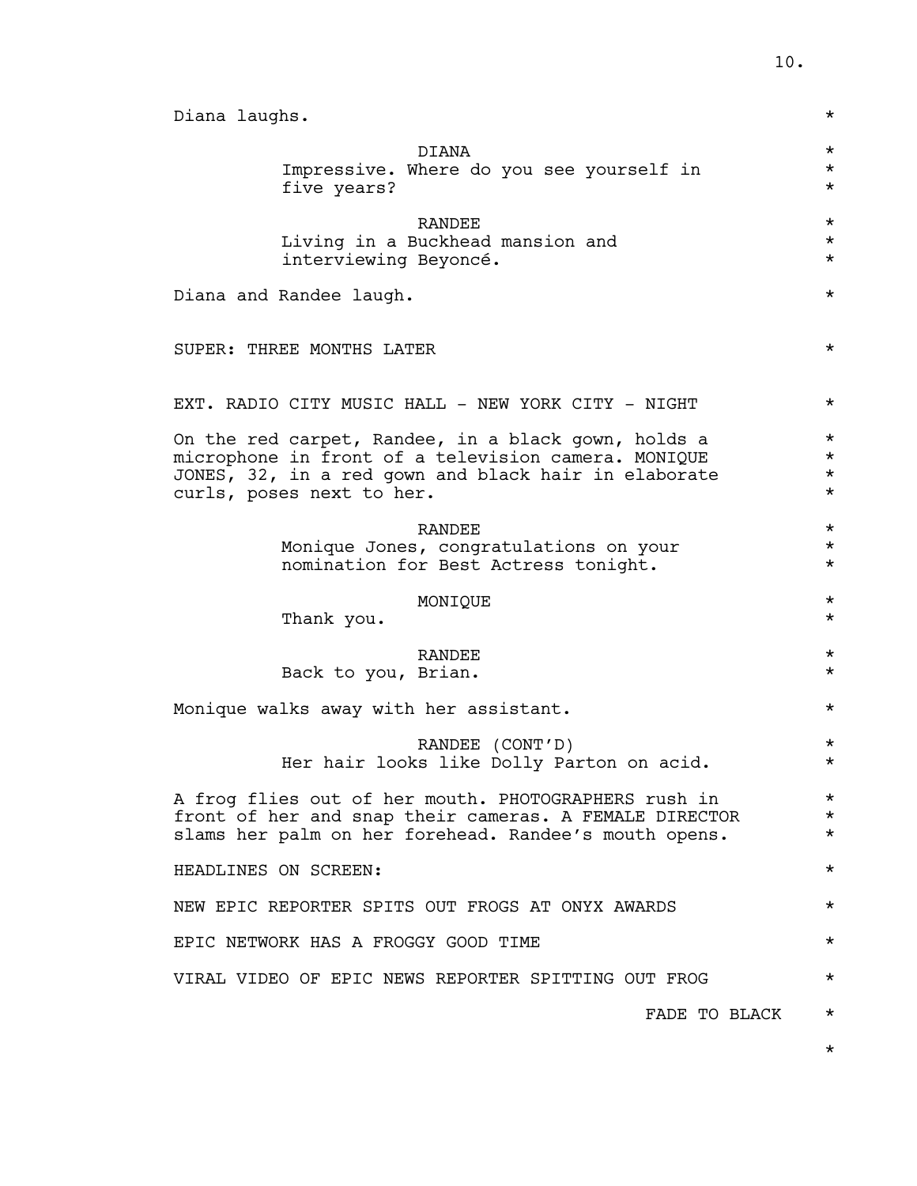Diana laughs.

DIANA
Impressive. Where do you see yourself in five years?

RANDEE
Living in a Buckhead mansion and interviewing Beyoncé.

Diana and Randee laugh.

SUPER: THREE MONTHS LATER

EXT. RADIO CITY MUSIC HALL - NEW YORK CITY - NIGHT

On the red carpet, Randee, in a black gown, holds a microphone in front of a television camera. MONIQUE JONES, 32, in a red gown and black hair in elaborate curls, poses next to her.

RANDEE
Monique Jones, congratulations on your nomination for Best Actress tonight.

MONIQUE
Thank you.

RANDEE
Back to you, Brian.

Monique walks away with her assistant.

RANDEE (CONT'D)
Her hair looks like Dolly Parton on acid.

A frog flies out of her mouth. PHOTOGRAPHERS rush in front of her and snap their cameras. A FEMALE DIRECTOR slams her palm on her forehead. Randee's mouth opens.

HEADLINES ON SCREEN:

NEW EPIC REPORTER SPITS OUT FROGS AT ONYX AWARDS

EPIC NETWORK HAS A FROGGY GOOD TIME

VIRAL VIDEO OF EPIC NEWS REPORTER SPITTING OUT FROG

FADE TO BLACK